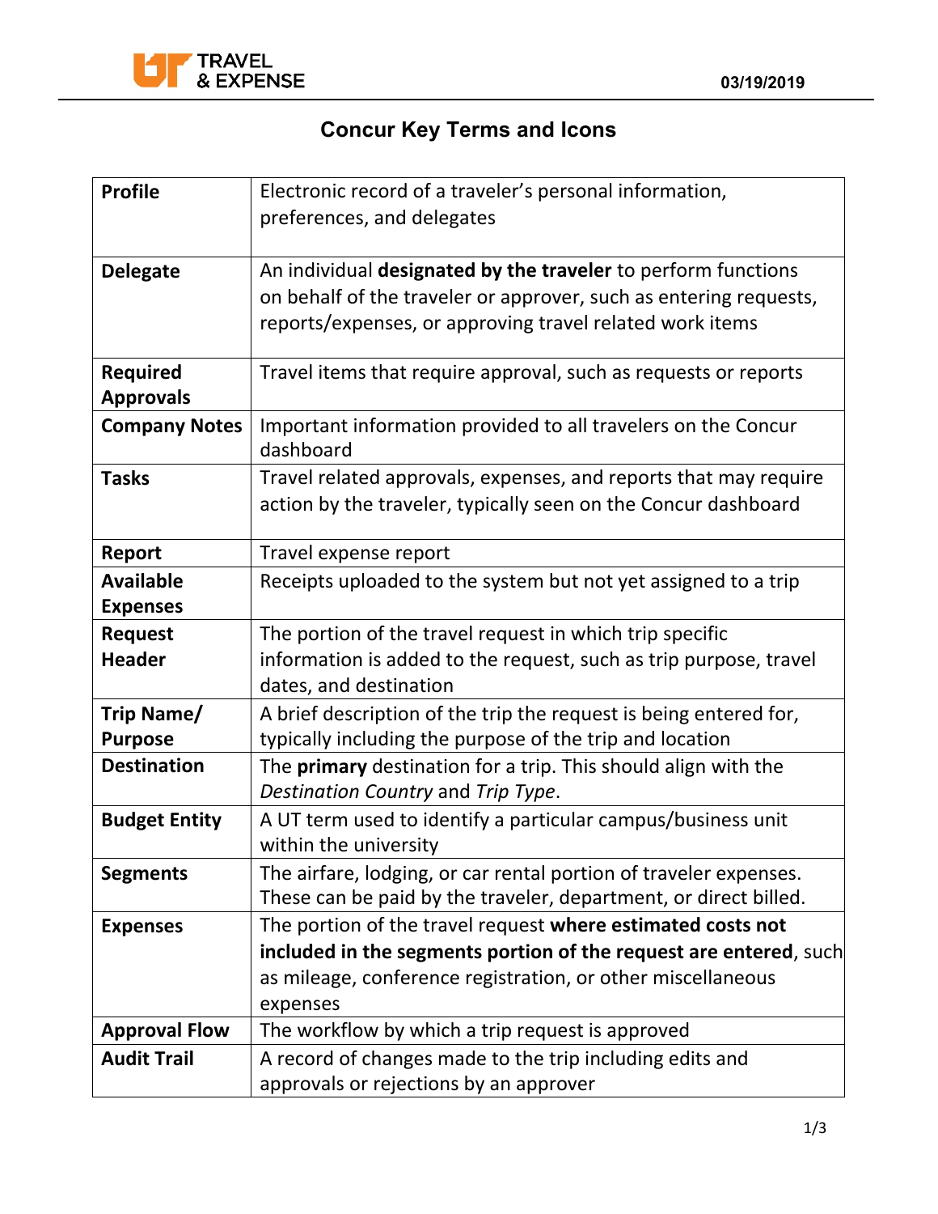# Concur Key Terms and Icons

| | |
|---|---|
| **Profile** | Electronic record of a traveler's personal information, preferences, and delegates |
| **Delegate** | An individual **designated by the traveler** to perform functions on behalf of the traveler or approver, such as entering requests, reports/expenses, or approving travel related work items |
| **Required Approvals** | Travel items that require approval, such as requests or reports |
| **Company Notes** | Important information provided to all travelers on the Concur dashboard |
| **Tasks** | Travel related approvals, expenses, and reports that may require action by the traveler, typically seen on the Concur dashboard |
| **Report** | Travel expense report |
| **Available Expenses** | Receipts uploaded to the system but not yet assigned to a trip |
| **Request Header** | The portion of the travel request in which trip specific information is added to the request, such as trip purpose, travel dates, and destination |
| **Trip Name/ Purpose** | A brief description of the trip the request is being entered for, typically including the purpose of the trip and location |
| **Destination** | The **primary** destination for a trip. This should align with the *Destination Country* and *Trip Type*. |
| **Budget Entity** | A UT term used to identify a particular campus/business unit within the university |
| **Segments** | The airfare, lodging, or car rental portion of traveler expenses. These can be paid by the traveler, department, or direct billed. |
| **Expenses** | The portion of the travel request **where estimated costs not included in the segments portion of the request are entered**, such as mileage, conference registration, or other miscellaneous expenses |
| **Approval Flow** | The workflow by which a trip request is approved |
| **Audit Trail** | A record of changes made to the trip including edits and approvals or rejections by an approver |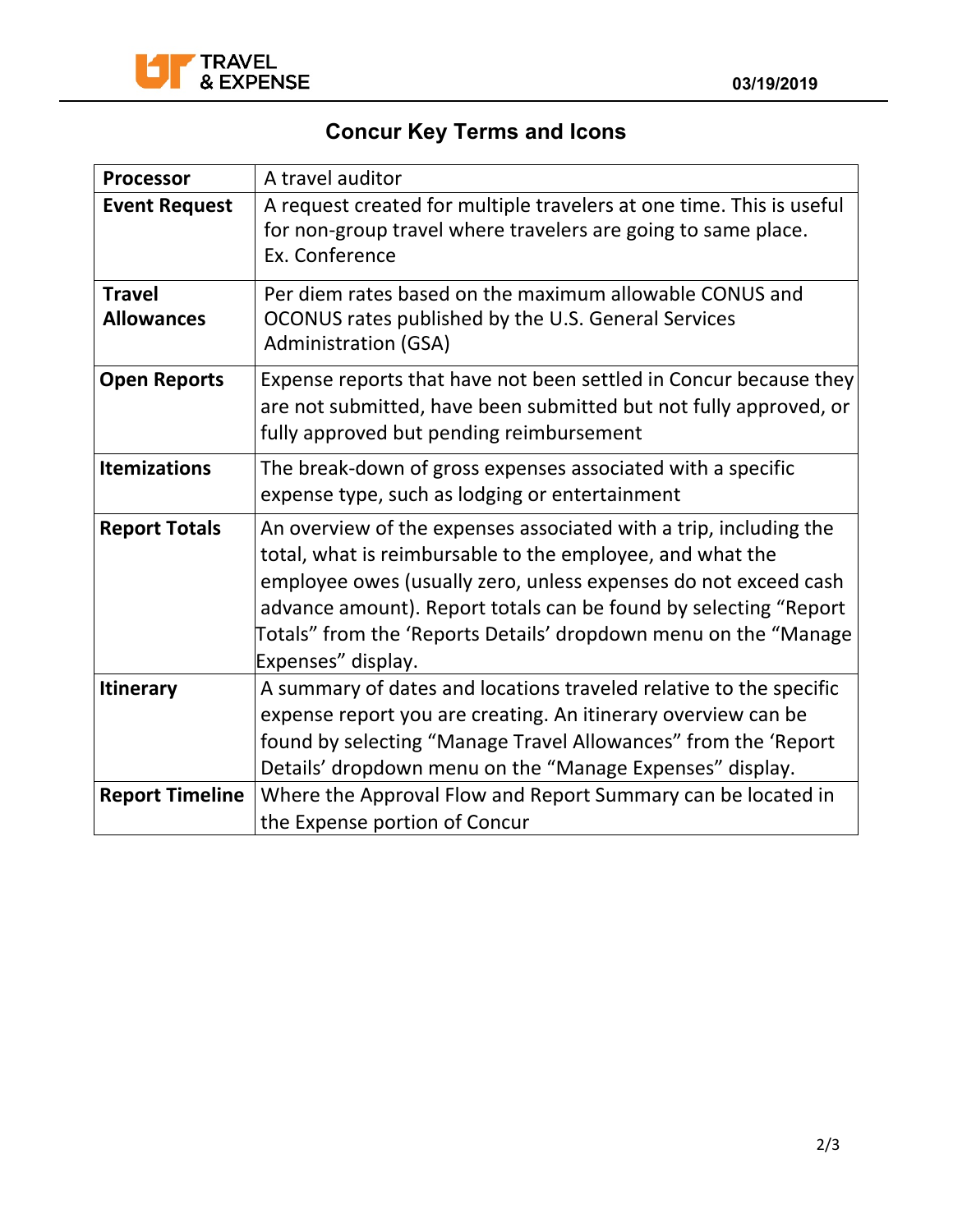# Concur Key Terms and Icons

| | |
|---|---|
| **Processor** | A travel auditor |
| **Event Request** | A request created for multiple travelers at one time. This is useful for non-group travel where travelers are going to same place. Ex. Conference |
| **Travel Allowances** | Per diem rates based on the maximum allowable CONUS and OCONUS rates published by the U.S. General Services Administration (GSA) |
| **Open Reports** | Expense reports that have not been settled in Concur because they are not submitted, have been submitted but not fully approved, or fully approved but pending reimbursement |
| **Itemizations** | The break-down of gross expenses associated with a specific expense type, such as lodging or entertainment |
| **Report Totals** | An overview of the expenses associated with a trip, including the total, what is reimbursable to the employee, and what the employee owes (usually zero, unless expenses do not exceed cash advance amount). Report totals can be found by selecting "Report Totals" from the 'Reports Details' dropdown menu on the "Manage Expenses" display. |
| **Itinerary** | A summary of dates and locations traveled relative to the specific expense report you are creating. An itinerary overview can be found by selecting "Manage Travel Allowances" from the 'Report Details' dropdown menu on the "Manage Expenses" display. |
| **Report Timeline** | Where the Approval Flow and Report Summary can be located in the Expense portion of Concur |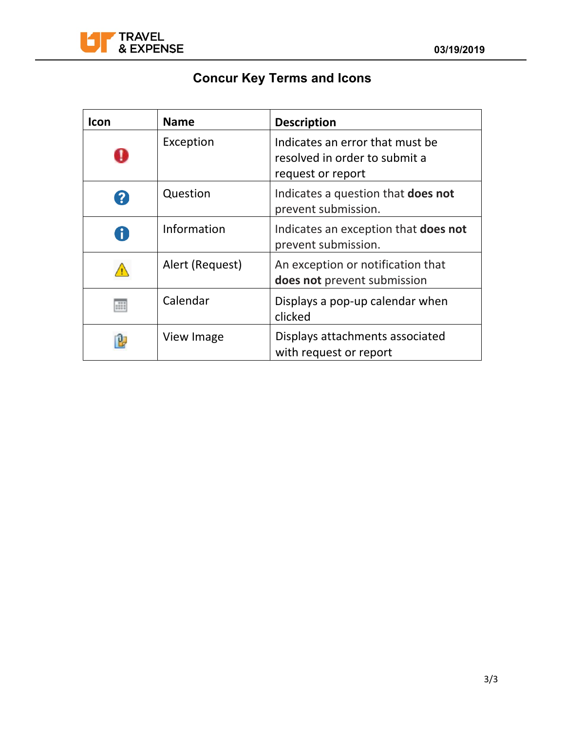# Concur Key Terms and Icons

| Icon | Name | Description |
|---|---|---|
| | Exception | Indicates an error that must be resolved in order to submit a request or report |
| | Question | Indicates a question that **does not** prevent submission. |
| | Information | Indicates an exception that **does not** prevent submission. |
| | Alert (Request) | An exception or notification that **does not** prevent submission |
| | Calendar | Displays a pop-up calendar when clicked |
| | View Image | Displays attachments associated with request or report |